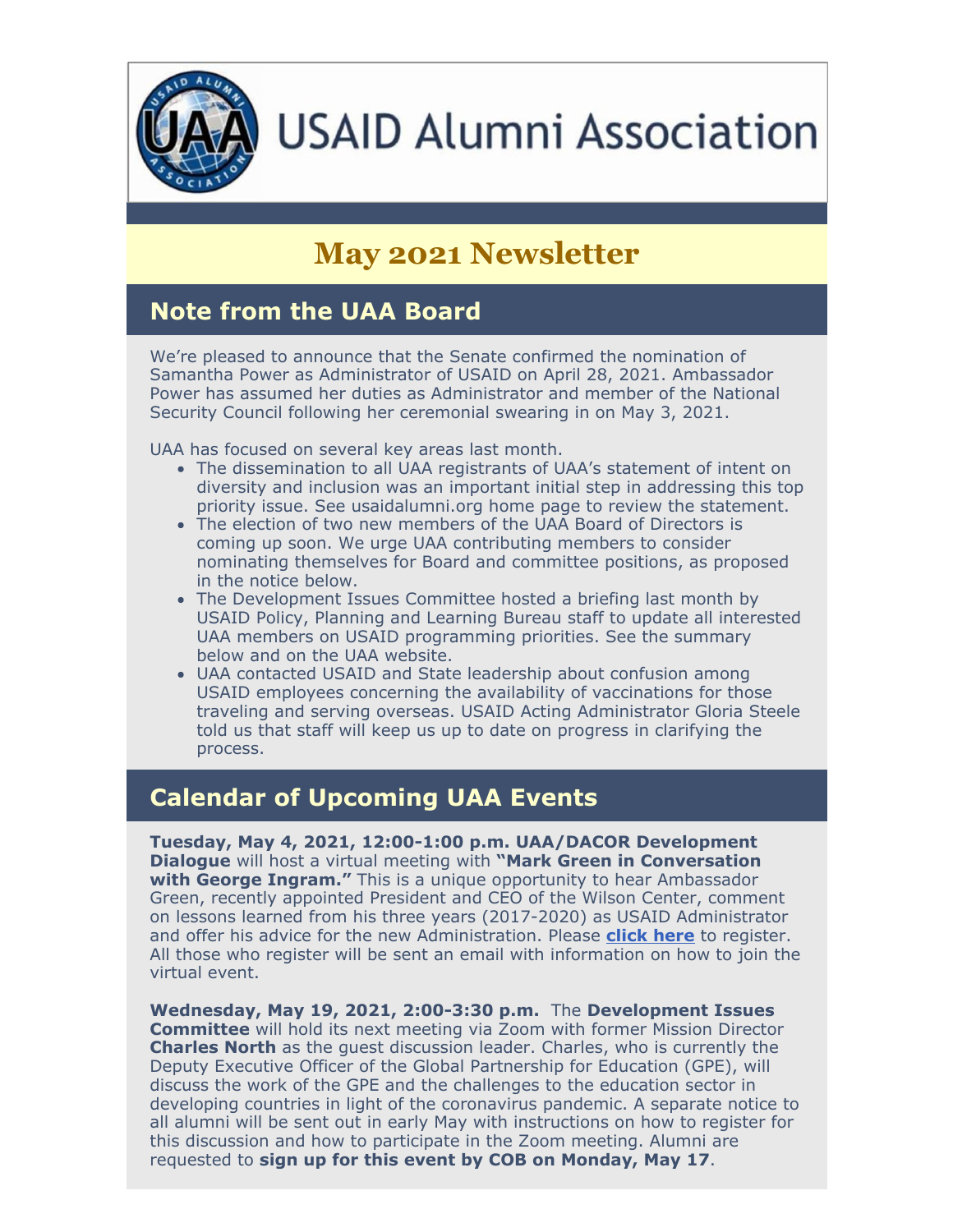# USAID Alumni Association

## May 2021 Newsletter

## Note from the UAA Board

We're pleased to announce that the Senate confirmed the nomination of Samantha Power as Administrator of USAID on April 28, 2021. Ambassador Power has assumed her duties as Administrator and member of the National Security Council following her ceremonial swearing in on May 3, 2021.

UAA has focused on several key areas last month.

- The dissemination to all UAA registrants of UAA's statement of intent on diversity and inclusion was an important initial step in addressing this top priority issue. See usaidalumni.org home page to review the statement.
- The election of two new members of the UAA Board of Directors is coming up soon. We urge UAA contributing members to consider nominating themselves for Board and committee positions, as proposed in the notice below.
- The Development Issues Committee hosted a briefing last month by USAID Policy, Planning and Learning Bureau staff to update all interested UAA members on USAID programming priorities. See the summary below and on the UAA website.
- UAA contacted USAID and State leadership about confusion among USAID employees concerning the availability of vaccinations for those traveling and serving overseas. USAID Acting Administrator Gloria Steele told us that staff will keep us up to date on progress in clarifying the process.

## Calendar of Upcoming UAA Events

**Tuesday, May 4, 2021, 12:00-1:00 p.m. UAA/DACOR Development Dialogue** will host a virtual meeting with **"Mark Green in Conversation with George Ingram."** This is a unique opportunity to hear Ambassador Green, recently appointed President and CEO of the Wilson Center, comment on lessons learned from his three years (2017-2020) as USAID Administrator and offer his advice for the new Administration. Please **click here** to register. All those who register will be sent an email with information on how to join the virtual event.

**Wednesday, May 19, 2021, 2:00-3:30 p.m.** The **Development Issues Committee** will hold its next meeting via Zoom with former Mission Director **Charles North** as the guest discussion leader. Charles, who is currently the Deputy Executive Officer of the Global Partnership for Education (GPE), will discuss the work of the GPE and the challenges to the education sector in developing countries in light of the coronavirus pandemic. A separate notice to all alumni will be sent out in early May with instructions on how to register for this discussion and how to participate in the Zoom meeting. Alumni are requested to **sign up for this event by COB on Monday, May 17**.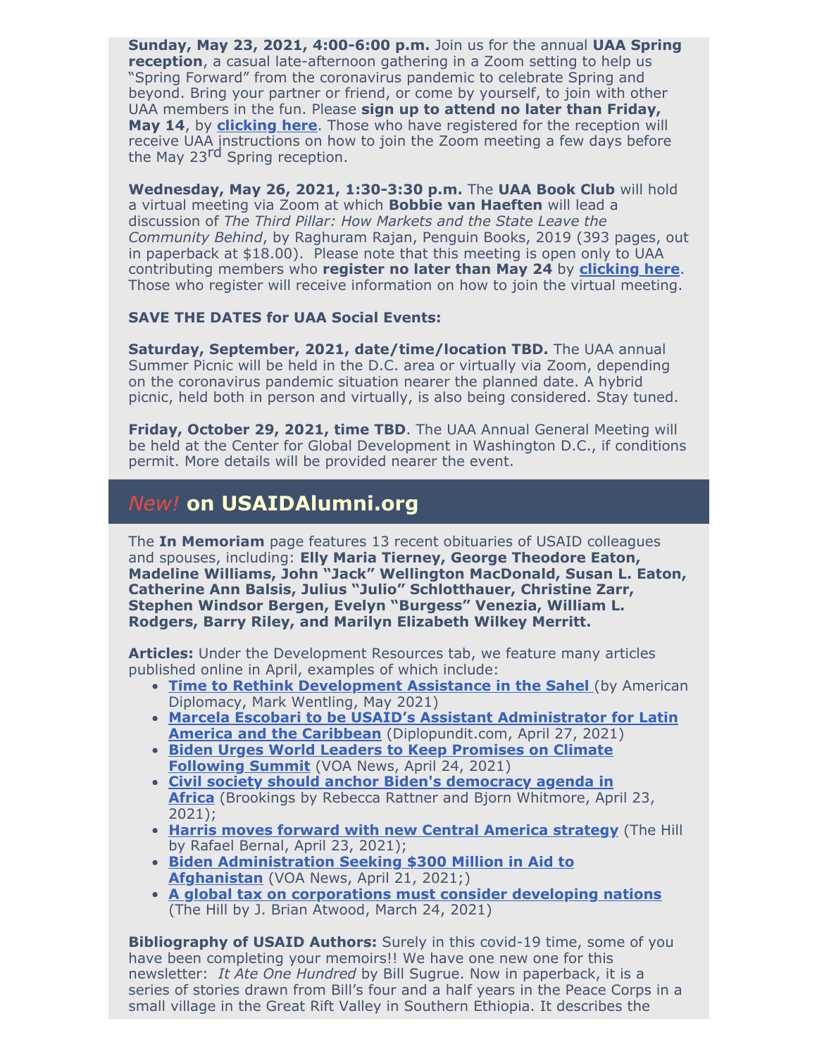**Sunday, May 23, 2021, 4:00-6:00 p.m.** Join us for the annual **UAA Spring reception**, a casual late-afternoon gathering in a Zoom setting to help us "Spring Forward" from the coronavirus pandemic to celebrate Spring and beyond. Bring your partner or friend, or come by yourself, to join with other UAA members in the fun. Please **sign up to attend no later than Friday, May 14**, by **clicking here**. Those who have registered for the reception will receive UAA instructions on how to join the Zoom meeting a few days before the May 23rd Spring reception.

**Wednesday, May 26, 2021, 1:30-3:30 p.m.** The **UAA Book Club** will hold a virtual meeting via Zoom at which **Bobbie van Haeften** will lead a discussion of *The Third Pillar: How Markets and the State Leave the Community Behind*, by Raghuram Rajan, Penguin Books, 2019 (393 pages, out in paperback at $18.00). Please note that this meeting is open only to UAA contributing members who **register no later than May 24** by **clicking here**. Those who register will receive information on how to join the virtual meeting.

**SAVE THE DATES for UAA Social Events:**

**Saturday, September, 2021, date/time/location TBD.** The UAA annual Summer Picnic will be held in the D.C. area or virtually via Zoom, depending on the coronavirus pandemic situation nearer the planned date. A hybrid picnic, held both in person and virtually, is also being considered. Stay tuned.

**Friday, October 29, 2021, time TBD**. The UAA Annual General Meeting will be held at the Center for Global Development in Washington D.C., if conditions permit. More details will be provided nearer the event.

## *New!* on USAIDAlumni.org

The **In Memoriam** page features 13 recent obituaries of USAID colleagues and spouses, including: **Elly Maria Tierney, George Theodore Eaton, Madeline Williams, John "Jack" Wellington MacDonald, Susan L. Eaton, Catherine Ann Balsis, Julius "Julio" Schlotthauer, Christine Zarr, Stephen Windsor Bergen, Evelyn "Burgess" Venezia, William L. Rodgers, Barry Riley, and Marilyn Elizabeth Wilkey Merritt.**

**Articles:** Under the Development Resources tab, we feature many articles published online in April, examples of which include:

- **Time to Rethink Development Assistance in the Sahel** (by American Diplomacy, Mark Wentling, May 2021)
- **Marcela Escobari to be USAID's Assistant Administrator for Latin America and the Caribbean** (Diplopundit.com, April 27, 2021)
- **Biden Urges World Leaders to Keep Promises on Climate Following Summit** (VOA News, April 24, 2021)
- **Civil society should anchor Biden's democracy agenda in Africa** (Brookings by Rebecca Rattner and Bjorn Whitmore, April 23, 2021);
- **Harris moves forward with new Central America strategy** (The Hill by Rafael Bernal, April 23, 2021);
- **Biden Administration Seeking $300 Million in Aid to Afghanistan** (VOA News, April 21, 2021;)
- **A global tax on corporations must consider developing nations** (The Hill by J. Brian Atwood, March 24, 2021)

**Bibliography of USAID Authors:** Surely in this covid-19 time, some of you have been completing your memoirs!! We have one new one for this newsletter: *It Ate One Hundred* by Bill Sugrue. Now in paperback, it is a series of stories drawn from Bill's four and a half years in the Peace Corps in a small village in the Great Rift Valley in Southern Ethiopia. It describes the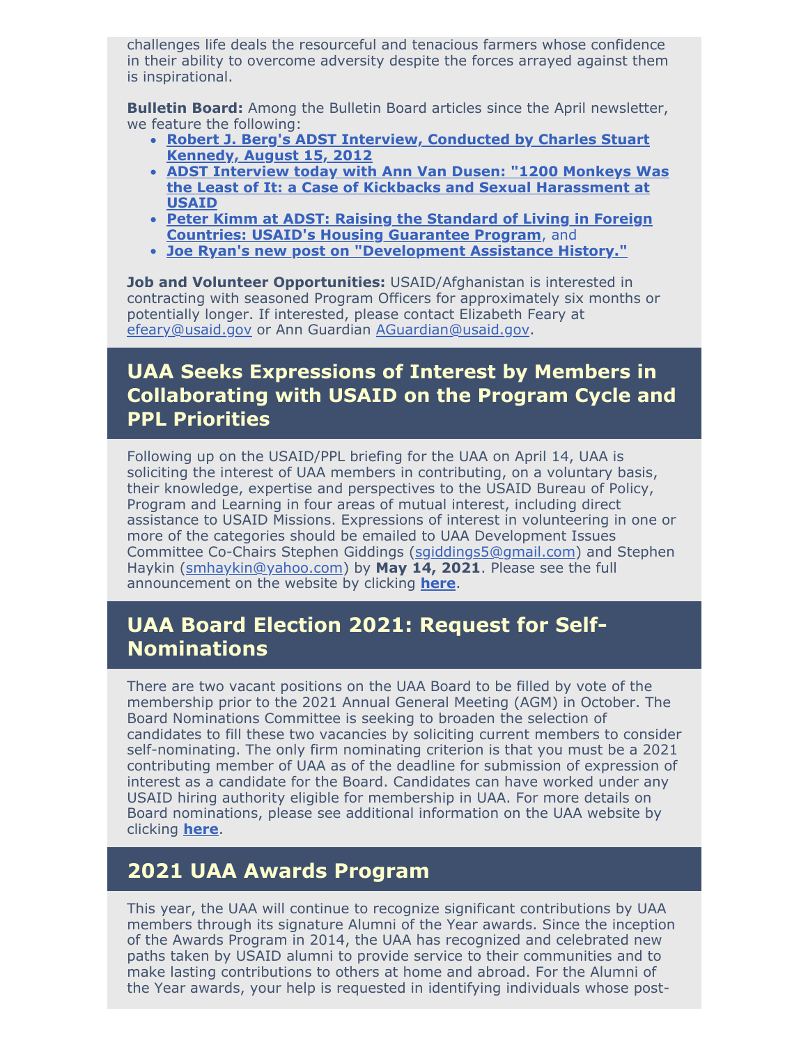challenges life deals the resourceful and tenacious farmers whose confidence in their ability to overcome adversity despite the forces arrayed against them is inspirational.

**Bulletin Board:** Among the Bulletin Board articles since the April newsletter, we feature the following:

- **Robert J. Berg's ADST Interview, Conducted by Charles Stuart Kennedy, August 15, 2012**
- **ADST Interview today with Ann Van Dusen: "1200 Monkeys Was the Least of It: a Case of Kickbacks and Sexual Harassment at USAID**
- **Peter Kimm at ADST: Raising the Standard of Living in Foreign Countries: USAID's Housing Guarantee Program**, and
- **Joe Ryan's new post on "Development Assistance History."**

**Job and Volunteer Opportunities:** USAID/Afghanistan is interested in contracting with seasoned Program Officers for approximately six months or potentially longer. If interested, please contact Elizabeth Feary at efeary@usaid.gov or Ann Guardian AGuardian@usaid.gov.

## UAA Seeks Expressions of Interest by Members in Collaborating with USAID on the Program Cycle and PPL Priorities

Following up on the USAID/PPL briefing for the UAA on April 14, UAA is soliciting the interest of UAA members in contributing, on a voluntary basis, their knowledge, expertise and perspectives to the USAID Bureau of Policy, Program and Learning in four areas of mutual interest, including direct assistance to USAID Missions. Expressions of interest in volunteering in one or more of the categories should be emailed to UAA Development Issues Committee Co-Chairs Stephen Giddings (sgiddings5@gmail.com) and Stephen Haykin (smhaykin@yahoo.com) by **May 14, 2021**. Please see the full announcement on the website by clicking **here**.

## UAA Board Election 2021: Request for Self-Nominations

There are two vacant positions on the UAA Board to be filled by vote of the membership prior to the 2021 Annual General Meeting (AGM) in October. The Board Nominations Committee is seeking to broaden the selection of candidates to fill these two vacancies by soliciting current members to consider self-nominating. The only firm nominating criterion is that you must be a 2021 contributing member of UAA as of the deadline for submission of expression of interest as a candidate for the Board. Candidates can have worked under any USAID hiring authority eligible for membership in UAA. For more details on Board nominations, please see additional information on the UAA website by clicking **here**.

## 2021 UAA Awards Program

This year, the UAA will continue to recognize significant contributions by UAA members through its signature Alumni of the Year awards. Since the inception of the Awards Program in 2014, the UAA has recognized and celebrated new paths taken by USAID alumni to provide service to their communities and to make lasting contributions to others at home and abroad. For the Alumni of the Year awards, your help is requested in identifying individuals whose post-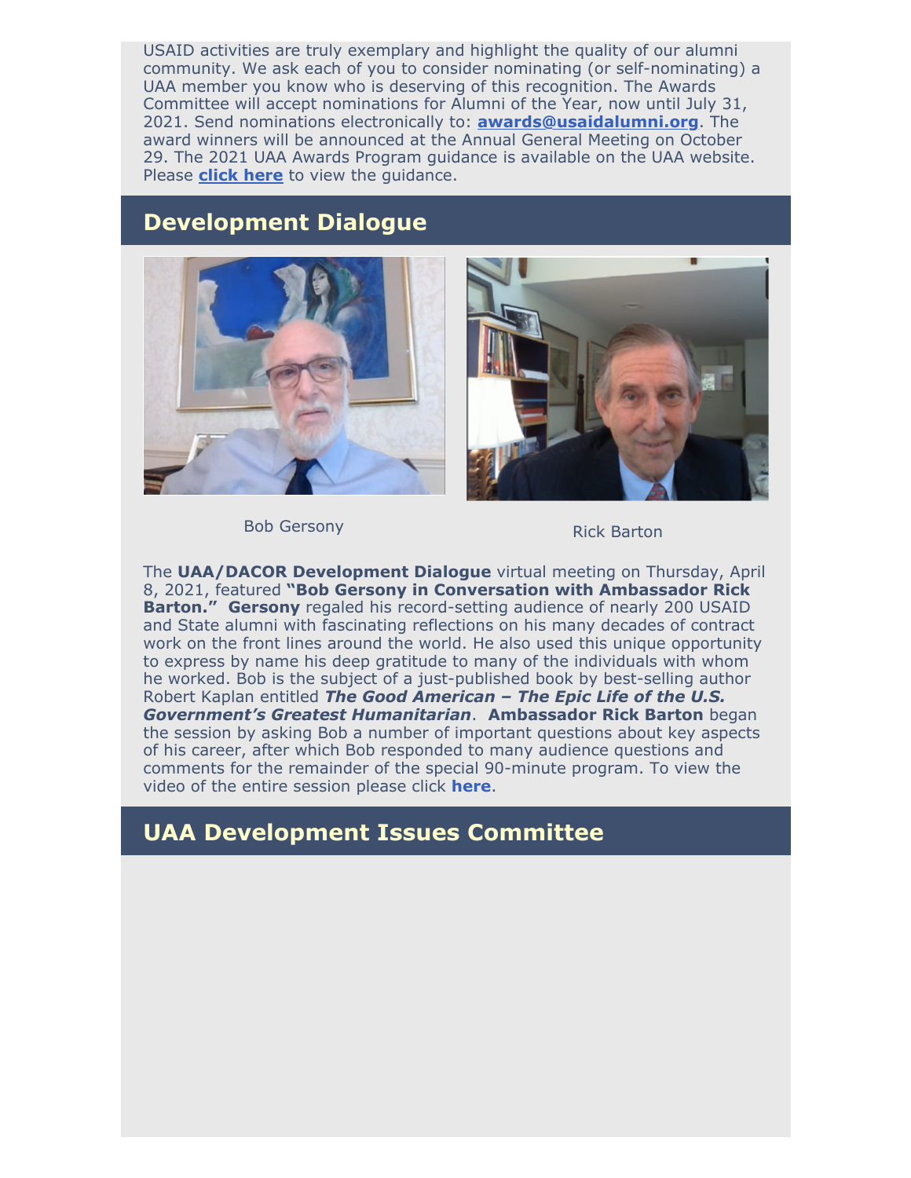USAID activities are truly exemplary and highlight the quality of our alumni community. We ask each of you to consider nominating (or self-nominating) a UAA member you know who is deserving of this recognition. The Awards Committee will accept nominations for Alumni of the Year, now until July 31, 2021. Send nominations electronically to: **awards@usaidalumni.org**. The award winners will be announced at the Annual General Meeting on October 29. The 2021 UAA Awards Program guidance is available on the UAA website. Please **click here** to view the guidance.

## Development Dialogue

Bob Gersony

Rick Barton

The **UAA/DACOR Development Dialogue** virtual meeting on Thursday, April 8, 2021, featured **"Bob Gersony in Conversation with Ambassador Rick Barton." Gersony** regaled his record-setting audience of nearly 200 USAID and State alumni with fascinating reflections on his many decades of contract work on the front lines around the world. He also used this unique opportunity to express by name his deep gratitude to many of the individuals with whom he worked. Bob is the subject of a just-published book by best-selling author Robert Kaplan entitled ***The Good American – The Epic Life of the U.S. Government's Greatest Humanitarian***. **Ambassador Rick Barton** began the session by asking Bob a number of important questions about key aspects of his career, after which Bob responded to many audience questions and comments for the remainder of the special 90-minute program. To view the video of the entire session please click **here**.

## UAA Development Issues Committee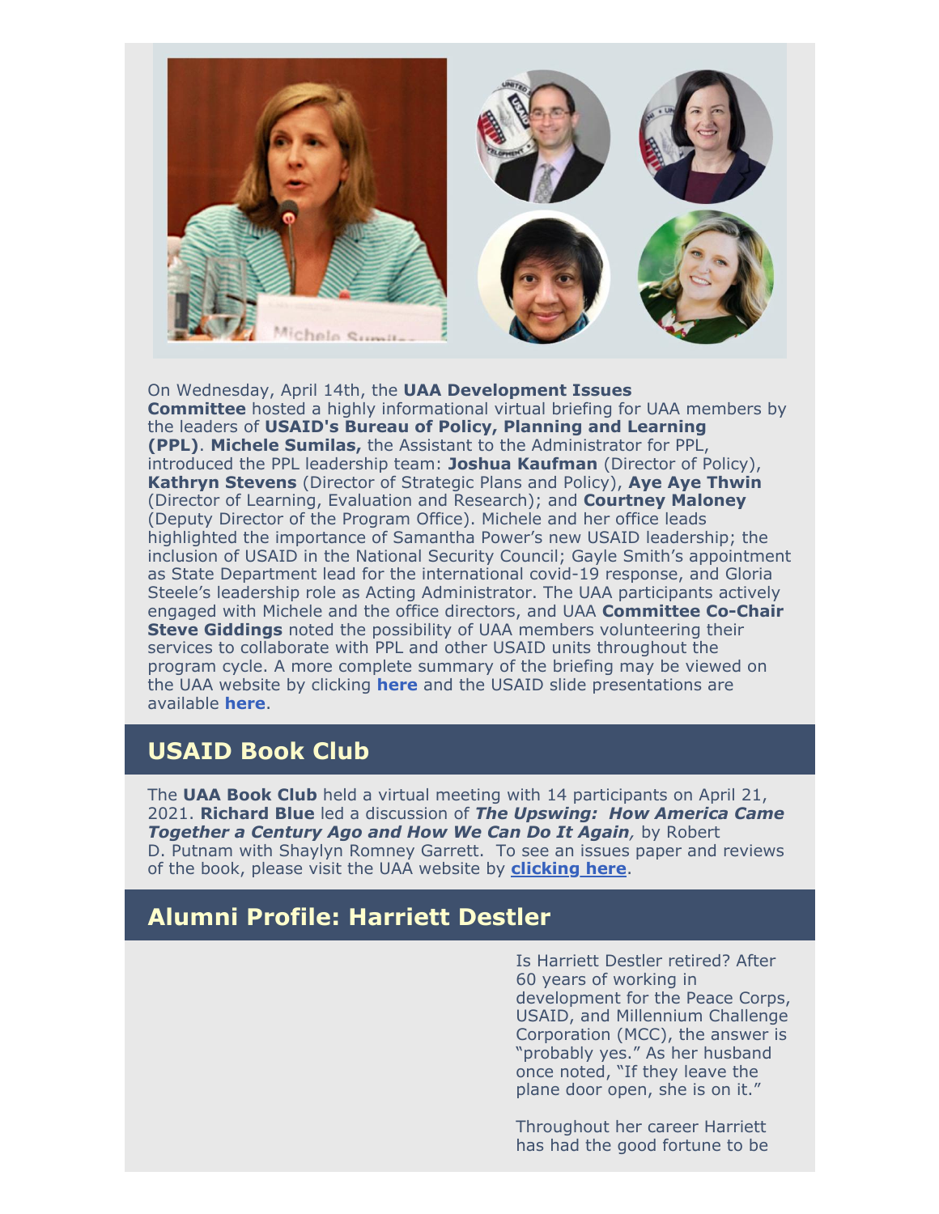On Wednesday, April 14th, the **UAA Development Issues Committee** hosted a highly informational virtual briefing for UAA members by the leaders of **USAID's Bureau of Policy, Planning and Learning (PPL)**. **Michele Sumilas,** the Assistant to the Administrator for PPL, introduced the PPL leadership team: **Joshua Kaufman** (Director of Policy), **Kathryn Stevens** (Director of Strategic Plans and Policy), **Aye Aye Thwin** (Director of Learning, Evaluation and Research); and **Courtney Maloney** (Deputy Director of the Program Office). Michele and her office leads highlighted the importance of Samantha Power's new USAID leadership; the inclusion of USAID in the National Security Council; Gayle Smith's appointment as State Department lead for the international covid-19 response, and Gloria Steele's leadership role as Acting Administrator. The UAA participants actively engaged with Michele and the office directors, and UAA **Committee Co-Chair Steve Giddings** noted the possibility of UAA members volunteering their services to collaborate with PPL and other USAID units throughout the program cycle. A more complete summary of the briefing may be viewed on the UAA website by clicking **here** and the USAID slide presentations are available **here**.

## USAID Book Club

The **UAA Book Club** held a virtual meeting with 14 participants on April 21, 2021. **Richard Blue** led a discussion of ***The Upswing: How America Came Together a Century Ago and How We Can Do It Again**,* by Robert D. Putnam with Shaylyn Romney Garrett. To see an issues paper and reviews of the book, please visit the UAA website by **clicking here**.

## Alumni Profile: Harriett Destler

Is Harriett Destler retired? After 60 years of working in development for the Peace Corps, USAID, and Millennium Challenge Corporation (MCC), the answer is "probably yes." As her husband once noted, "If they leave the plane door open, she is on it."

Throughout her career Harriett has had the good fortune to be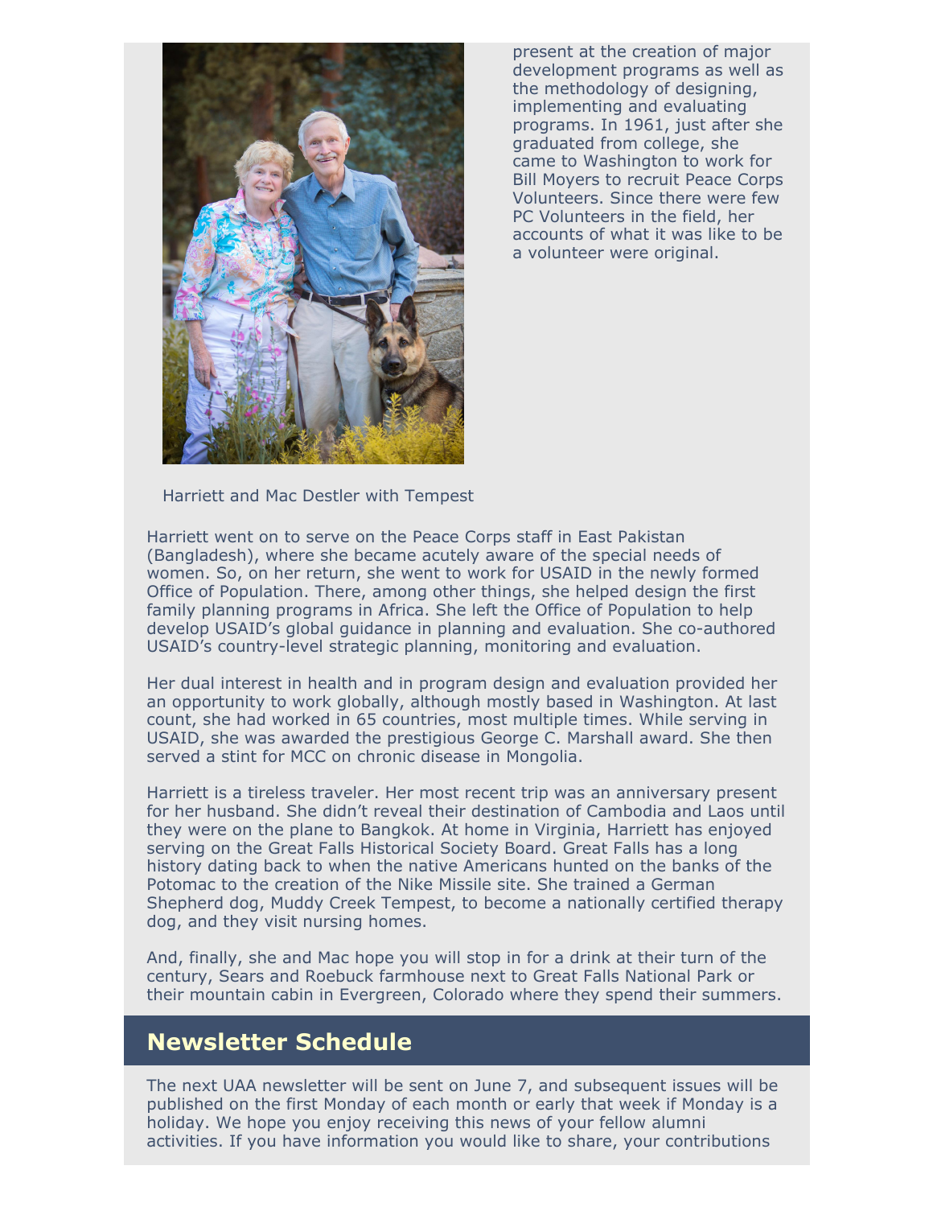present at the creation of major development programs as well as the methodology of designing, implementing and evaluating programs. In 1961, just after she graduated from college, she came to Washington to work for Bill Moyers to recruit Peace Corps Volunteers. Since there were few PC Volunteers in the field, her accounts of what it was like to be a volunteer were original.

Harriett and Mac Destler with Tempest

Harriett went on to serve on the Peace Corps staff in East Pakistan (Bangladesh), where she became acutely aware of the special needs of women. So, on her return, she went to work for USAID in the newly formed Office of Population. There, among other things, she helped design the first family planning programs in Africa. She left the Office of Population to help develop USAID's global guidance in planning and evaluation. She co-authored USAID's country-level strategic planning, monitoring and evaluation.

Her dual interest in health and in program design and evaluation provided her an opportunity to work globally, although mostly based in Washington. At last count, she had worked in 65 countries, most multiple times. While serving in USAID, she was awarded the prestigious George C. Marshall award. She then served a stint for MCC on chronic disease in Mongolia.

Harriett is a tireless traveler. Her most recent trip was an anniversary present for her husband. She didn't reveal their destination of Cambodia and Laos until they were on the plane to Bangkok. At home in Virginia, Harriett has enjoyed serving on the Great Falls Historical Society Board. Great Falls has a long history dating back to when the native Americans hunted on the banks of the Potomac to the creation of the Nike Missile site. She trained a German Shepherd dog, Muddy Creek Tempest, to become a nationally certified therapy dog, and they visit nursing homes.

And, finally, she and Mac hope you will stop in for a drink at their turn of the century, Sears and Roebuck farmhouse next to Great Falls National Park or their mountain cabin in Evergreen, Colorado where they spend their summers.

## Newsletter Schedule

The next UAA newsletter will be sent on June 7, and subsequent issues will be published on the first Monday of each month or early that week if Monday is a holiday. We hope you enjoy receiving this news of your fellow alumni activities. If you have information you would like to share, your contributions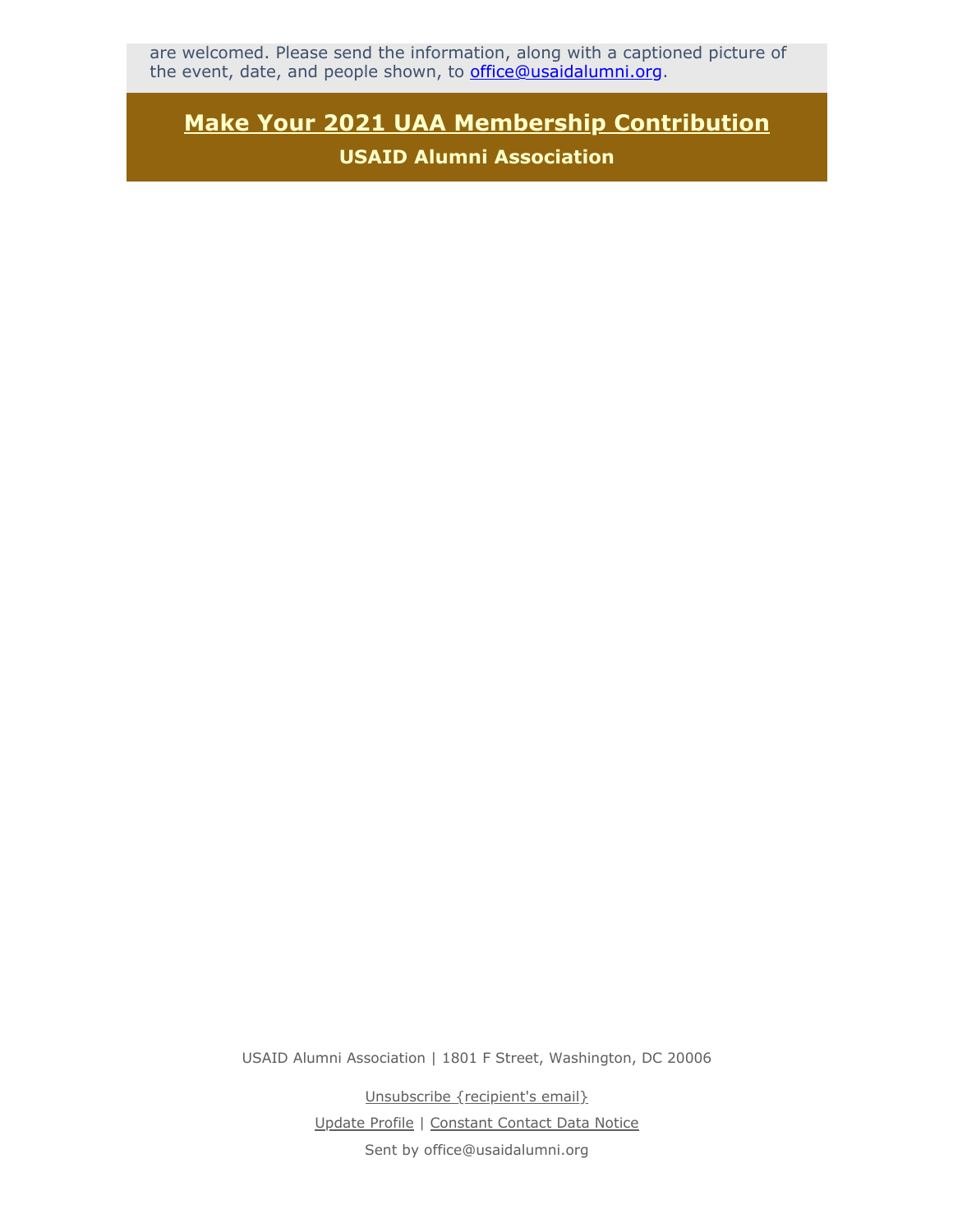are welcomed. Please send the information, along with a captioned picture of the event, date, and people shown, to office@usaidalumni.org.

## Make Your 2021 UAA Membership Contribution

**USAID Alumni Association**

USAID Alumni Association | 1801 F Street, Washington, DC 20006

Unsubscribe {recipient's email}

Update Profile | Constant Contact Data Notice

Sent by office@usaidalumni.org